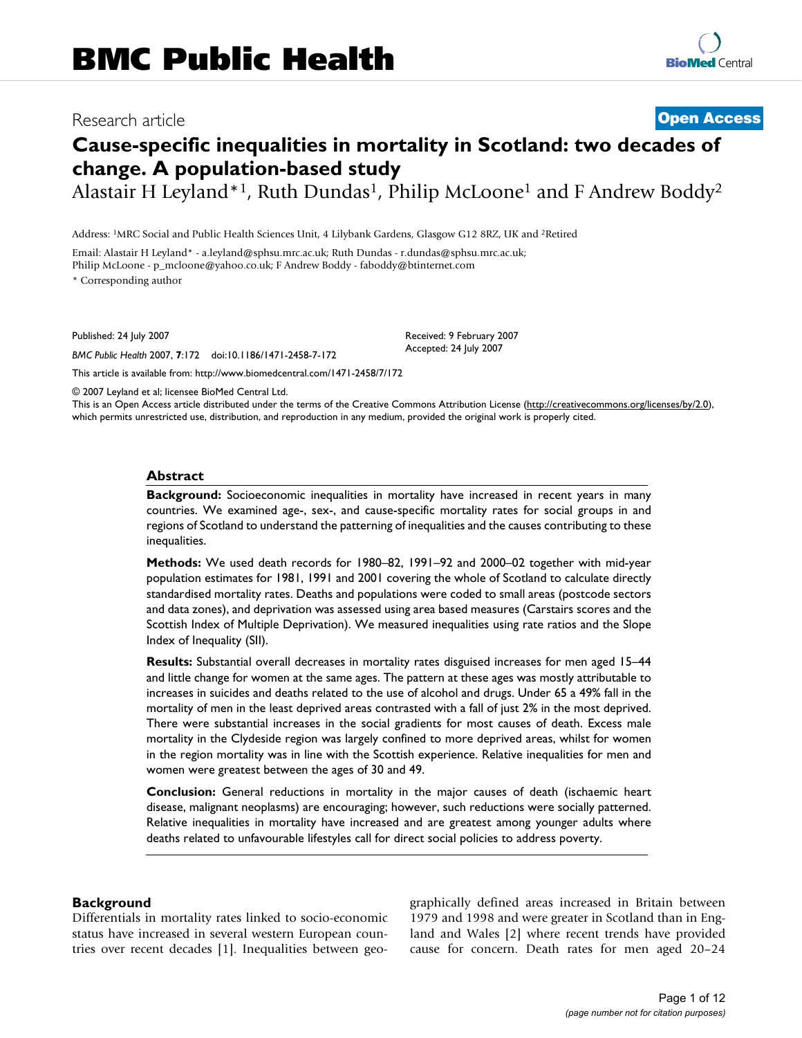# Cause-specific inequalities in mortality in Scotland: two decades of change. A population-based study

Research article

Open Access

Alastair H Leyland*[1], Ruth Dundas[1], Philip McLoone[1] and F Andrew Boddy[2]

Address: [1]MRC Social and Public Health Sciences Unit, 4 Lilybank Gardens, Glasgow G12 8RZ, UK and [2]Retired

Email: Alastair H Leyland* - a.leyland@sphsu.mrc.ac.uk; Ruth Dundas - r.dundas@sphsu.mrc.ac.uk; Philip McLoone - p_mcloone@yahoo.co.uk; F Andrew Boddy - faboddy@btinternet.com

* Corresponding author

Published: 24 July 2007

*BMC Public Health* 2007, **7**:172 doi:10.1186/1471-2458-7-172

Received: 9 February 2007
Accepted: 24 July 2007

This article is available from: http://www.biomedcentral.com/1471-2458/7/172

© 2007 Leyland et al; licensee BioMed Central Ltd.
This is an Open Access article distributed under the terms of the Creative Commons Attribution License (http://creativecommons.org/licenses/by/2.0), which permits unrestricted use, distribution, and reproduction in any medium, provided the original work is properly cited.

## Abstract

**Background:** Socioeconomic inequalities in mortality have increased in recent years in many countries. We examined age-, sex-, and cause-specific mortality rates for social groups in and regions of Scotland to understand the patterning of inequalities and the causes contributing to these inequalities.

**Methods:** We used death records for 1980–82, 1991–92 and 2000–02 together with mid-year population estimates for 1981, 1991 and 2001 covering the whole of Scotland to calculate directly standardised mortality rates. Deaths and populations were coded to small areas (postcode sectors and data zones), and deprivation was assessed using area based measures (Carstairs scores and the Scottish Index of Multiple Deprivation). We measured inequalities using rate ratios and the Slope Index of Inequality (SII).

**Results:** Substantial overall decreases in mortality rates disguised increases for men aged 15–44 and little change for women at the same ages. The pattern at these ages was mostly attributable to increases in suicides and deaths related to the use of alcohol and drugs. Under 65 a 49% fall in the mortality of men in the least deprived areas contrasted with a fall of just 2% in the most deprived. There were substantial increases in the social gradients for most causes of death. Excess male mortality in the Clydeside region was largely confined to more deprived areas, whilst for women in the region mortality was in line with the Scottish experience. Relative inequalities for men and women were greatest between the ages of 30 and 49.

**Conclusion:** General reductions in mortality in the major causes of death (ischaemic heart disease, malignant neoplasms) are encouraging; however, such reductions were socially patterned. Relative inequalities in mortality have increased and are greatest among younger adults where deaths related to unfavourable lifestyles call for direct social policies to address poverty.

## Background

Differentials in mortality rates linked to socio-economic status have increased in several western European countries over recent decades [1]. Inequalities between geographically defined areas increased in Britain between 1979 and 1998 and were greater in Scotland than in England and Wales [2] where recent trends have provided cause for concern. Death rates for men aged 20–24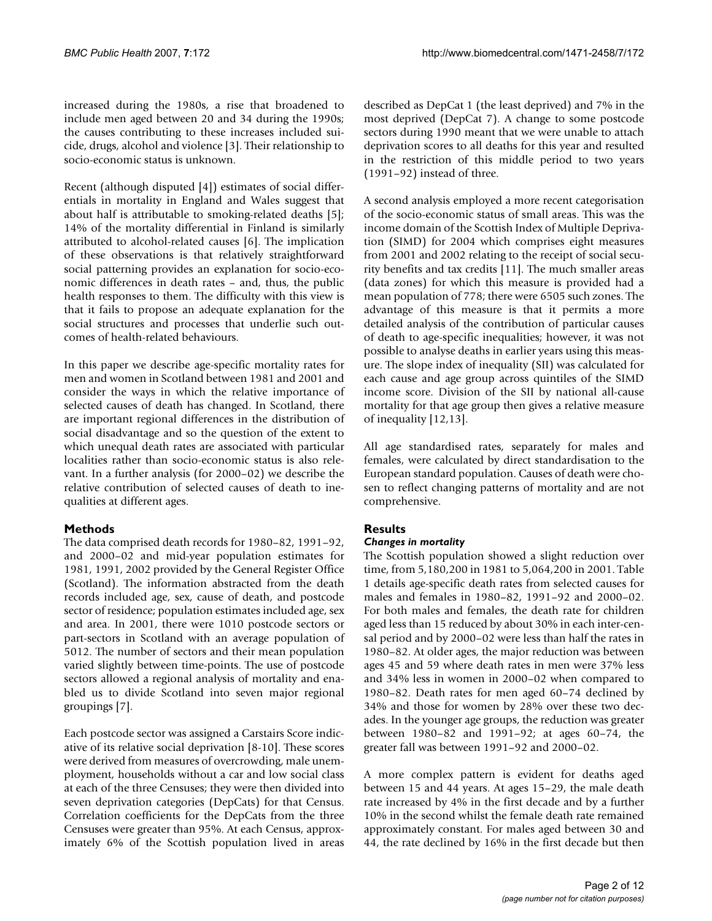increased during the 1980s, a rise that broadened to include men aged between 20 and 34 during the 1990s; the causes contributing to these increases included suicide, drugs, alcohol and violence [3]. Their relationship to socio-economic status is unknown.

Recent (although disputed [4]) estimates of social differentials in mortality in England and Wales suggest that about half is attributable to smoking-related deaths [5]; 14% of the mortality differential in Finland is similarly attributed to alcohol-related causes [6]. The implication of these observations is that relatively straightforward social patterning provides an explanation for socio-economic differences in death rates – and, thus, the public health responses to them. The difficulty with this view is that it fails to propose an adequate explanation for the social structures and processes that underlie such outcomes of health-related behaviours.

In this paper we describe age-specific mortality rates for men and women in Scotland between 1981 and 2001 and consider the ways in which the relative importance of selected causes of death has changed. In Scotland, there are important regional differences in the distribution of social disadvantage and so the question of the extent to which unequal death rates are associated with particular localities rather than socio-economic status is also relevant. In a further analysis (for 2000–02) we describe the relative contribution of selected causes of death to inequalities at different ages.

## Methods

The data comprised death records for 1980–82, 1991–92, and 2000–02 and mid-year population estimates for 1981, 1991, 2002 provided by the General Register Office (Scotland). The information abstracted from the death records included age, sex, cause of death, and postcode sector of residence; population estimates included age, sex and area. In 2001, there were 1010 postcode sectors or part-sectors in Scotland with an average population of 5012. The number of sectors and their mean population varied slightly between time-points. The use of postcode sectors allowed a regional analysis of mortality and enabled us to divide Scotland into seven major regional groupings [7].

Each postcode sector was assigned a Carstairs Score indicative of its relative social deprivation [8-10]. These scores were derived from measures of overcrowding, male unemployment, households without a car and low social class at each of the three Censuses; they were then divided into seven deprivation categories (DepCats) for that Census. Correlation coefficients for the DepCats from the three Censuses were greater than 95%. At each Census, approximately 6% of the Scottish population lived in areas described as DepCat 1 (the least deprived) and 7% in the most deprived (DepCat 7). A change to some postcode sectors during 1990 meant that we were unable to attach deprivation scores to all deaths for this year and resulted in the restriction of this middle period to two years (1991–92) instead of three.

A second analysis employed a more recent categorisation of the socio-economic status of small areas. This was the income domain of the Scottish Index of Multiple Deprivation (SIMD) for 2004 which comprises eight measures from 2001 and 2002 relating to the receipt of social security benefits and tax credits [11]. The much smaller areas (data zones) for which this measure is provided had a mean population of 778; there were 6505 such zones. The advantage of this measure is that it permits a more detailed analysis of the contribution of particular causes of death to age-specific inequalities; however, it was not possible to analyse deaths in earlier years using this measure. The slope index of inequality (SII) was calculated for each cause and age group across quintiles of the SIMD income score. Division of the SII by national all-cause mortality for that age group then gives a relative measure of inequality [12,13].

All age standardised rates, separately for males and females, were calculated by direct standardisation to the European standard population. Causes of death were chosen to reflect changing patterns of mortality and are not comprehensive.

## Results

### *Changes in mortality*

The Scottish population showed a slight reduction over time, from 5,180,200 in 1981 to 5,064,200 in 2001. Table 1 details age-specific death rates from selected causes for males and females in 1980–82, 1991–92 and 2000–02. For both males and females, the death rate for children aged less than 15 reduced by about 30% in each inter-censal period and by 2000–02 were less than half the rates in 1980–82. At older ages, the major reduction was between ages 45 and 59 where death rates in men were 37% less and 34% less in women in 2000–02 when compared to 1980–82. Death rates for men aged 60–74 declined by 34% and those for women by 28% over these two decades. In the younger age groups, the reduction was greater between 1980–82 and 1991–92; at ages 60–74, the greater fall was between 1991–92 and 2000–02.

A more complex pattern is evident for deaths aged between 15 and 44 years. At ages 15–29, the male death rate increased by 4% in the first decade and by a further 10% in the second whilst the female death rate remained approximately constant. For males aged between 30 and 44, the rate declined by 16% in the first decade but then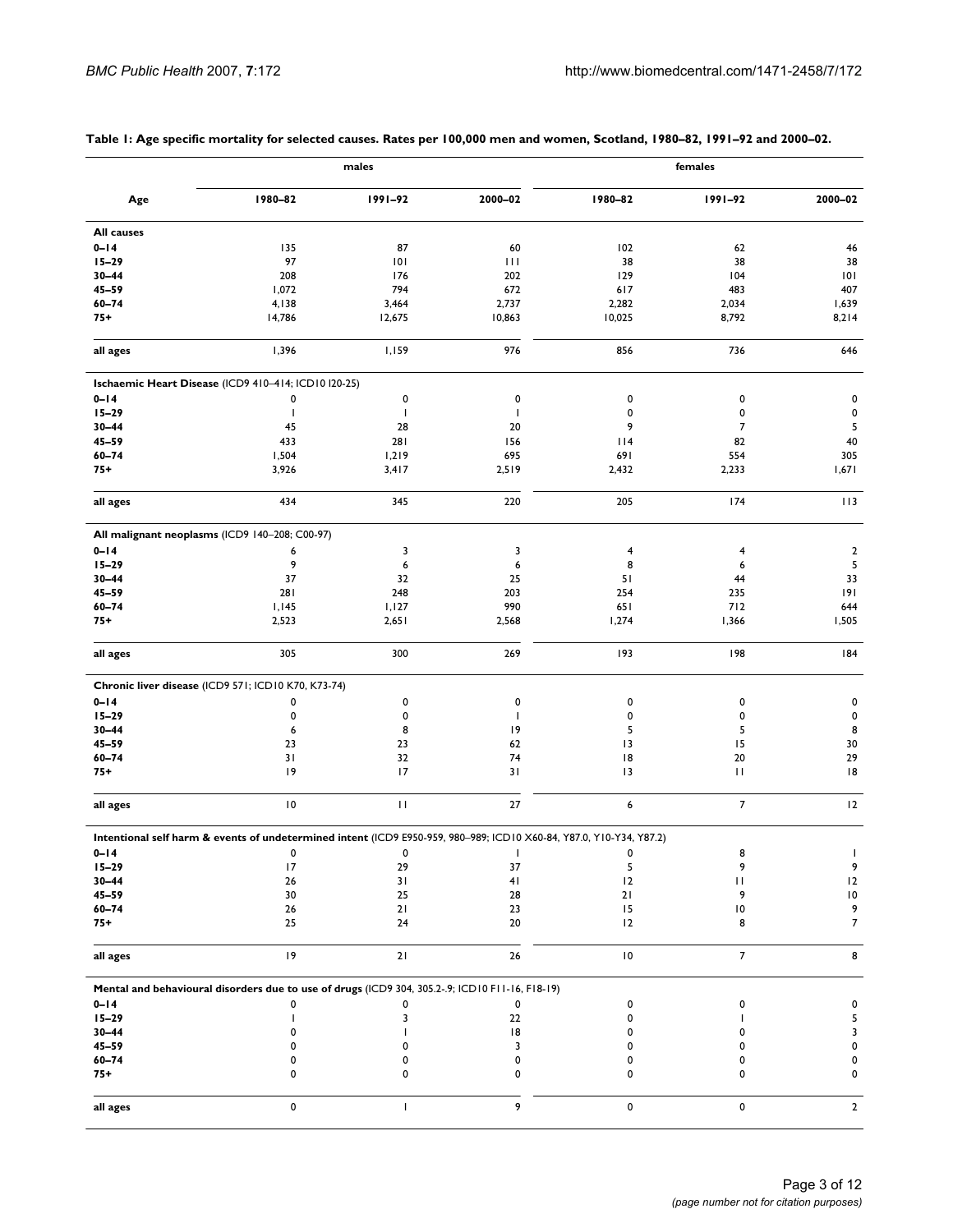**Table 1: Age specific mortality for selected causes. Rates per 100,000 men and women, Scotland, 1980–82, 1991–92 and 2000–02.**

| Age | males | | | females | | |
|---|---|---|---|---|---|---|
| | 1980–82 | 1991–92 | 2000–02 | 1980–82 | 1991–92 | 2000–02 |
| **All causes** | | | | | | |
| **0–14** | 135 | 87 | 60 | 102 | 62 | 46 |
| **15–29** | 97 | 101 | 111 | 38 | 38 | 38 |
| **30–44** | 208 | 176 | 202 | 129 | 104 | 101 |
| **45–59** | 1,072 | 794 | 672 | 617 | 483 | 407 |
| **60–74** | 4,138 | 3,464 | 2,737 | 2,282 | 2,034 | 1,639 |
| **75+** | 14,786 | 12,675 | 10,863 | 10,025 | 8,792 | 8,214 |
| **all ages** | 1,396 | 1,159 | 976 | 856 | 736 | 646 |
| **Ischaemic Heart Disease** (ICD9 410–414; ICD10 I20-25) | | | | | | |
| **0–14** | 0 | 0 | 0 | 0 | 0 | 0 |
| **15–29** | 1 | 1 | 1 | 0 | 0 | 0 |
| **30–44** | 45 | 28 | 20 | 9 | 7 | 5 |
| **45–59** | 433 | 281 | 156 | 114 | 82 | 40 |
| **60–74** | 1,504 | 1,219 | 695 | 691 | 554 | 305 |
| **75+** | 3,926 | 3,417 | 2,519 | 2,432 | 2,233 | 1,671 |
| **all ages** | 434 | 345 | 220 | 205 | 174 | 113 |
| **All malignant neoplasms** (ICD9 140–208; C00-97) | | | | | | |
| **0–14** | 6 | 3 | 3 | 4 | 4 | 2 |
| **15–29** | 9 | 6 | 6 | 8 | 6 | 5 |
| **30–44** | 37 | 32 | 25 | 51 | 44 | 33 |
| **45–59** | 281 | 248 | 203 | 254 | 235 | 191 |
| **60–74** | 1,145 | 1,127 | 990 | 651 | 712 | 644 |
| **75+** | 2,523 | 2,651 | 2,568 | 1,274 | 1,366 | 1,505 |
| **all ages** | 305 | 300 | 269 | 193 | 198 | 184 |
| **Chronic liver disease** (ICD9 571; ICD10 K70, K73-74) | | | | | | |
| **0–14** | 0 | 0 | 0 | 0 | 0 | 0 |
| **15–29** | 0 | 0 | 1 | 0 | 0 | 0 |
| **30–44** | 6 | 8 | 19 | 5 | 5 | 8 |
| **45–59** | 23 | 23 | 62 | 13 | 15 | 30 |
| **60–74** | 31 | 32 | 74 | 18 | 20 | 29 |
| **75+** | 19 | 17 | 31 | 13 | 11 | 18 |
| **all ages** | 10 | 11 | 27 | 6 | 7 | 12 |
| **Intentional self harm & events of undetermined intent** (ICD9 E950-959, 980–989; ICD10 X60-84, Y87.0, Y10-Y34, Y87.2) | | | | | | |
| **0–14** | 0 | 0 | 1 | 0 | 8 | 1 |
| **15–29** | 17 | 29 | 37 | 5 | 9 | 9 |
| **30–44** | 26 | 31 | 41 | 12 | 11 | 12 |
| **45–59** | 30 | 25 | 28 | 21 | 9 | 10 |
| **60–74** | 26 | 21 | 23 | 15 | 10 | 9 |
| **75+** | 25 | 24 | 20 | 12 | 8 | 7 |
| **all ages** | 19 | 21 | 26 | 10 | 7 | 8 |
| **Mental and behavioural disorders due to use of drugs** (ICD9 304, 305.2-.9; ICD10 F11-16, F18-19) | | | | | | |
| **0–14** | 0 | 0 | 0 | 0 | 0 | 0 |
| **15–29** | 1 | 3 | 22 | 0 | 1 | 5 |
| **30–44** | 0 | 1 | 18 | 0 | 0 | 3 |
| **45–59** | 0 | 0 | 3 | 0 | 0 | 0 |
| **60–74** | 0 | 0 | 0 | 0 | 0 | 0 |
| **75+** | 0 | 0 | 0 | 0 | 0 | 0 |
| **all ages** | 0 | 1 | 9 | 0 | 0 | 2 |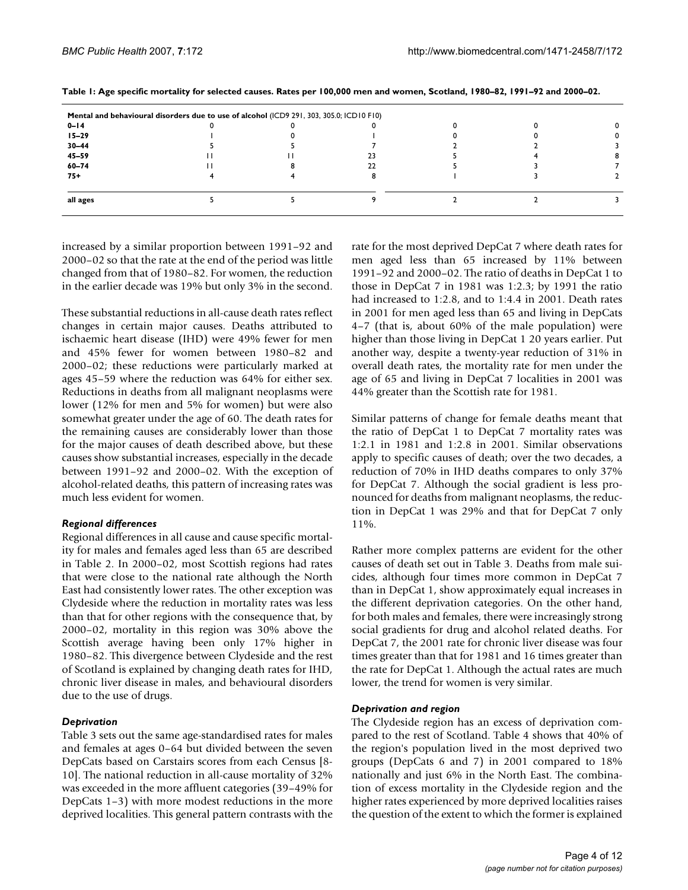**Table 1: Age specific mortality for selected causes. Rates per 100,000 men and women, Scotland, 1980–82, 1991–92 and 2000–02.**

| Mental and behavioural disorders due to use of alcohol (ICD9 291, 303, 305.0; ICD10 F10) | | | | | | |
|---|---|---|---|---|---|---|
| **0–14** | 0 | 0 | 0 | 0 | 0 | 0 |
| **15–29** | 1 | 0 | 1 | 0 | 0 | 0 |
| **30–44** | 5 | 5 | 7 | 2 | 2 | 3 |
| **45–59** | 11 | 11 | 23 | 5 | 4 | 8 |
| **60–74** | 11 | 8 | 22 | 5 | 3 | 7 |
| **75+** | 4 | 4 | 8 | 1 | 3 | 2 |
| **all ages** | 5 | 5 | 9 | 2 | 2 | 3 |

increased by a similar proportion between 1991–92 and 2000–02 so that the rate at the end of the period was little changed from that of 1980–82. For women, the reduction in the earlier decade was 19% but only 3% in the second.

These substantial reductions in all-cause death rates reflect changes in certain major causes. Deaths attributed to ischaemic heart disease (IHD) were 49% fewer for men and 45% fewer for women between 1980–82 and 2000–02; these reductions were particularly marked at ages 45–59 where the reduction was 64% for either sex. Reductions in deaths from all malignant neoplasms were lower (12% for men and 5% for women) but were also somewhat greater under the age of 60. The death rates for the remaining causes are considerably lower than those for the major causes of death described above, but these causes show substantial increases, especially in the decade between 1991–92 and 2000–02. With the exception of alcohol-related deaths, this pattern of increasing rates was much less evident for women.

### *Regional differences*

Regional differences in all cause and cause specific mortality for males and females aged less than 65 are described in Table 2. In 2000–02, most Scottish regions had rates that were close to the national rate although the North East had consistently lower rates. The other exception was Clydeside where the reduction in mortality rates was less than that for other regions with the consequence that, by 2000–02, mortality in this region was 30% above the Scottish average having been only 17% higher in 1980–82. This divergence between Clydeside and the rest of Scotland is explained by changing death rates for IHD, chronic liver disease in males, and behavioural disorders due to the use of drugs.

### *Deprivation*

Table 3 sets out the same age-standardised rates for males and females at ages 0–64 but divided between the seven DepCats based on Carstairs scores from each Census [8-10]. The national reduction in all-cause mortality of 32% was exceeded in the more affluent categories (39–49% for DepCats 1–3) with more modest reductions in the more deprived localities. This general pattern contrasts with the rate for the most deprived DepCat 7 where death rates for men aged less than 65 increased by 11% between 1991–92 and 2000–02. The ratio of deaths in DepCat 1 to those in DepCat 7 in 1981 was 1:2.3; by 1991 the ratio had increased to 1:2.8, and to 1:4.4 in 2001. Death rates in 2001 for men aged less than 65 and living in DepCats 4–7 (that is, about 60% of the male population) were higher than those living in DepCat 1 20 years earlier. Put another way, despite a twenty-year reduction of 31% in overall death rates, the mortality rate for men under the age of 65 and living in DepCat 7 localities in 2001 was 44% greater than the Scottish rate for 1981.

Similar patterns of change for female deaths meant that the ratio of DepCat 1 to DepCat 7 mortality rates was 1:2.1 in 1981 and 1:2.8 in 2001. Similar observations apply to specific causes of death; over the two decades, a reduction of 70% in IHD deaths compares to only 37% for DepCat 7. Although the social gradient is less pronounced for deaths from malignant neoplasms, the reduction in DepCat 1 was 29% and that for DepCat 7 only 11%.

Rather more complex patterns are evident for the other causes of death set out in Table 3. Deaths from male suicides, although four times more common in DepCat 7 than in DepCat 1, show approximately equal increases in the different deprivation categories. On the other hand, for both males and females, there were increasingly strong social gradients for drug and alcohol related deaths. For DepCat 7, the 2001 rate for chronic liver disease was four times greater than that for 1981 and 16 times greater than the rate for DepCat 1. Although the actual rates are much lower, the trend for women is very similar.

### *Deprivation and region*

The Clydeside region has an excess of deprivation compared to the rest of Scotland. Table 4 shows that 40% of the region's population lived in the most deprived two groups (DepCats 6 and 7) in 2001 compared to 18% nationally and just 6% in the North East. The combination of excess mortality in the Clydeside region and the higher rates experienced by more deprived localities raises the question of the extent to which the former is explained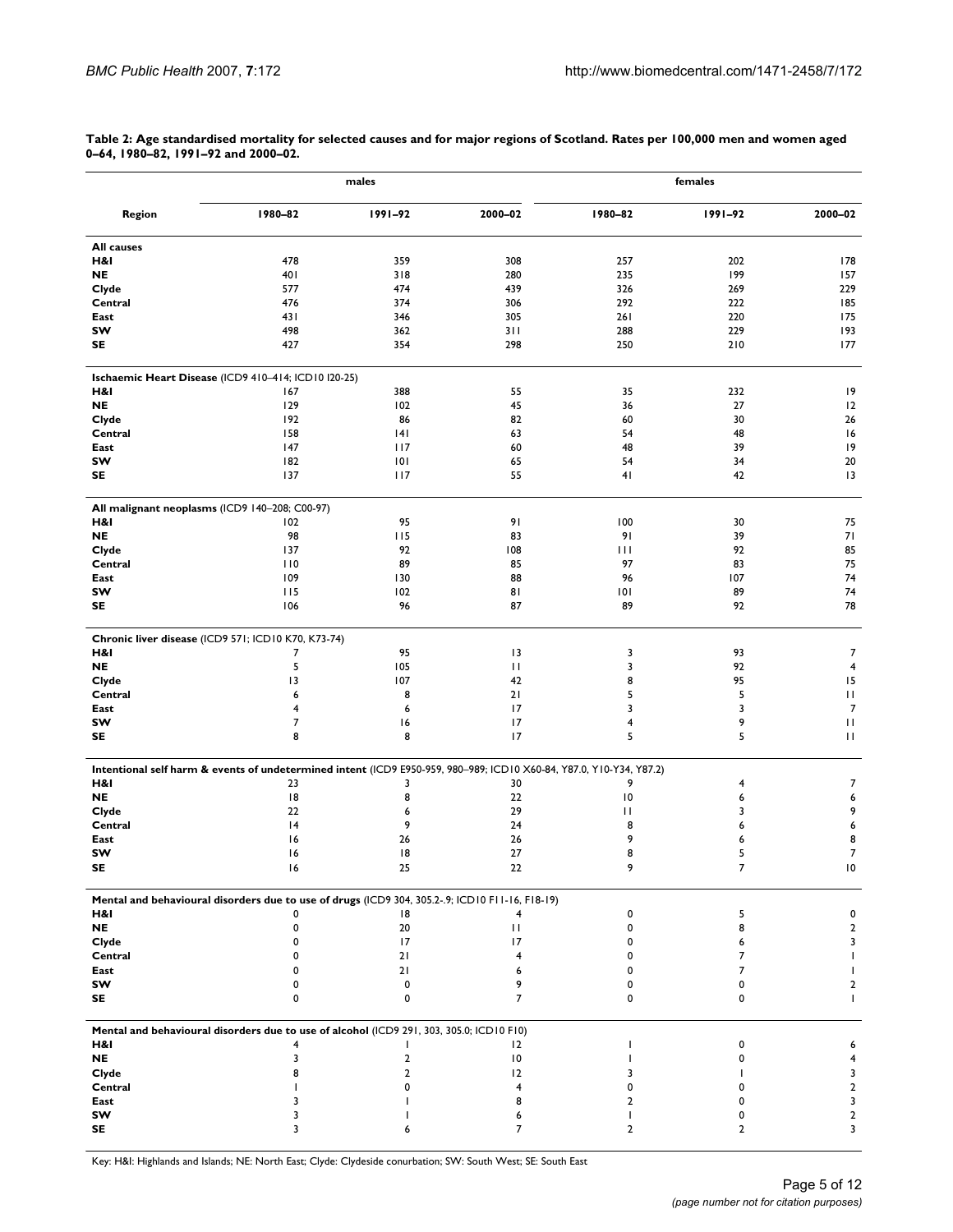**Table 2: Age standardised mortality for selected causes and for major regions of Scotland. Rates per 100,000 men and women aged 0–64, 1980–82, 1991–92 and 2000–02.**

| Region | males | | | females | | |
|---|---|---|---|---|---|---|
| | 1980–82 | 1991–92 | 2000–02 | 1980–82 | 1991–92 | 2000–02 |
| **All causes** | | | | | | |
| **H&I** | 478 | 359 | 308 | 257 | 202 | 178 |
| **NE** | 401 | 318 | 280 | 235 | 199 | 157 |
| **Clyde** | 577 | 474 | 439 | 326 | 269 | 229 |
| **Central** | 476 | 374 | 306 | 292 | 222 | 185 |
| **East** | 431 | 346 | 305 | 261 | 220 | 175 |
| **SW** | 498 | 362 | 311 | 288 | 229 | 193 |
| **SE** | 427 | 354 | 298 | 250 | 210 | 177 |
| **Ischaemic Heart Disease** (ICD9 410–414; ICD10 I20-25) | | | | | | |
| **H&I** | 167 | 388 | 55 | 35 | 232 | 19 |
| **NE** | 129 | 102 | 45 | 36 | 27 | 12 |
| **Clyde** | 192 | 86 | 82 | 60 | 30 | 26 |
| **Central** | 158 | 141 | 63 | 54 | 48 | 16 |
| **East** | 147 | 117 | 60 | 48 | 39 | 19 |
| **SW** | 182 | 101 | 65 | 54 | 34 | 20 |
| **SE** | 137 | 117 | 55 | 41 | 42 | 13 |
| **All malignant neoplasms** (ICD9 140–208; C00-97) | | | | | | |
| **H&I** | 102 | 95 | 91 | 100 | 30 | 75 |
| **NE** | 98 | 115 | 83 | 91 | 39 | 71 |
| **Clyde** | 137 | 92 | 108 | 111 | 92 | 85 |
| **Central** | 110 | 89 | 85 | 97 | 83 | 75 |
| **East** | 109 | 130 | 88 | 96 | 107 | 74 |
| **SW** | 115 | 102 | 81 | 101 | 89 | 74 |
| **SE** | 106 | 96 | 87 | 89 | 92 | 78 |
| **Chronic liver disease** (ICD9 571; ICD10 K70, K73-74) | | | | | | |
| **H&I** | 7 | 95 | 13 | 3 | 93 | 7 |
| **NE** | 5 | 105 | 11 | 3 | 92 | 4 |
| **Clyde** | 13 | 107 | 42 | 8 | 95 | 15 |
| **Central** | 6 | 8 | 21 | 5 | 5 | 11 |
| **East** | 4 | 6 | 17 | 3 | 3 | 7 |
| **SW** | 7 | 16 | 17 | 4 | 9 | 11 |
| **SE** | 8 | 8 | 17 | 5 | 5 | 11 |
| **Intentional self harm & events of undetermined intent** (ICD9 E950-959, 980–989; ICD10 X60-84, Y87.0, Y10-Y34, Y87.2) | | | | | | |
| **H&I** | 23 | 3 | 30 | 9 | 4 | 7 |
| **NE** | 18 | 8 | 22 | 10 | 6 | 6 |
| **Clyde** | 22 | 6 | 29 | 11 | 3 | 9 |
| **Central** | 14 | 9 | 24 | 8 | 6 | 6 |
| **East** | 16 | 26 | 26 | 9 | 6 | 8 |
| **SW** | 16 | 18 | 27 | 8 | 5 | 7 |
| **SE** | 16 | 25 | 22 | 9 | 7 | 10 |
| **Mental and behavioural disorders due to use of drugs** (ICD9 304, 305.2-.9; ICD10 F11-16, F18-19) | | | | | | |
| **H&I** | 0 | 18 | 4 | 0 | 5 | 0 |
| **NE** | 0 | 20 | 11 | 0 | 8 | 2 |
| **Clyde** | 0 | 17 | 17 | 0 | 6 | 3 |
| **Central** | 0 | 21 | 4 | 0 | 7 | 1 |
| **East** | 0 | 21 | 6 | 0 | 7 | 1 |
| **SW** | 0 | 0 | 9 | 0 | 0 | 2 |
| **SE** | 0 | 0 | 7 | 0 | 0 | 1 |
| **Mental and behavioural disorders due to use of alcohol** (ICD9 291, 303, 305.0; ICD10 F10) | | | | | | |
| **H&I** | 4 | 1 | 12 | 1 | 0 | 6 |
| **NE** | 3 | 2 | 10 | 1 | 0 | 4 |
| **Clyde** | 8 | 2 | 12 | 3 | 1 | 3 |
| **Central** | 1 | 0 | 4 | 0 | 0 | 2 |
| **East** | 3 | 1 | 8 | 2 | 0 | 3 |
| **SW** | 3 | 1 | 6 | 1 | 0 | 2 |
| **SE** | 3 | 6 | 7 | 2 | 2 | 3 |

Key: H&I: Highlands and Islands; NE: North East; Clyde: Clydeside conurbation; SW: South West; SE: South East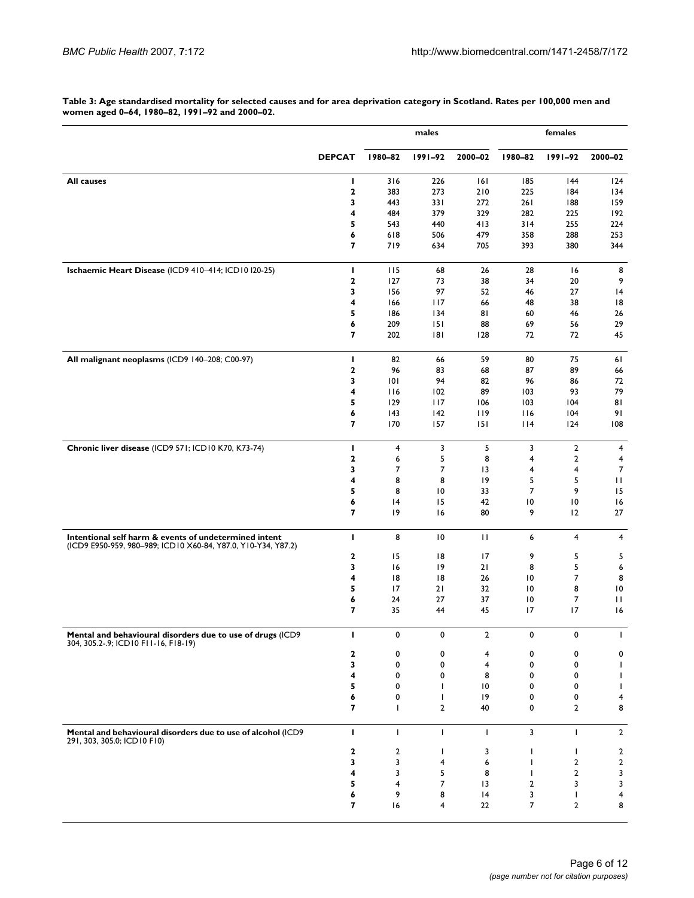**Table 3: Age standardised mortality for selected causes and for area deprivation category in Scotland. Rates per 100,000 men and women aged 0–64, 1980–82, 1991–92 and 2000–02.**

| | | males | | | females | | |
|---|---|---|---|---|---|---|---|
| | DEPCAT | 1980–82 | 1991–92 | 2000–02 | 1980–82 | 1991–92 | 2000–02 |
| **All causes** | 1 | 316 | 226 | 161 | 185 | 144 | 124 |
| | 2 | 383 | 273 | 210 | 225 | 184 | 134 |
| | 3 | 443 | 331 | 272 | 261 | 188 | 159 |
| | 4 | 484 | 379 | 329 | 282 | 225 | 192 |
| | 5 | 543 | 440 | 413 | 314 | 255 | 224 |
| | 6 | 618 | 506 | 479 | 358 | 288 | 253 |
| | 7 | 719 | 634 | 705 | 393 | 380 | 344 |
| **Ischaemic Heart Disease** (ICD9 410–414; ICD10 I20-25) | 1 | 115 | 68 | 26 | 28 | 16 | 8 |
| | 2 | 127 | 73 | 38 | 34 | 20 | 9 |
| | 3 | 156 | 97 | 52 | 46 | 27 | 14 |
| | 4 | 166 | 117 | 66 | 48 | 38 | 18 |
| | 5 | 186 | 134 | 81 | 60 | 46 | 26 |
| | 6 | 209 | 151 | 88 | 69 | 56 | 29 |
| | 7 | 202 | 181 | 128 | 72 | 72 | 45 |
| **All malignant neoplasms** (ICD9 140–208; C00-97) | 1 | 82 | 66 | 59 | 80 | 75 | 61 |
| | 2 | 96 | 83 | 68 | 87 | 89 | 66 |
| | 3 | 101 | 94 | 82 | 96 | 86 | 72 |
| | 4 | 116 | 102 | 89 | 103 | 93 | 79 |
| | 5 | 129 | 117 | 106 | 103 | 104 | 81 |
| | 6 | 143 | 142 | 119 | 116 | 104 | 91 |
| | 7 | 170 | 157 | 151 | 114 | 124 | 108 |
| **Chronic liver disease** (ICD9 571; ICD10 K70, K73-74) | 1 | 4 | 3 | 5 | 3 | 2 | 4 |
| | 2 | 6 | 5 | 8 | 4 | 2 | 4 |
| | 3 | 7 | 7 | 13 | 4 | 4 | 7 |
| | 4 | 8 | 8 | 19 | 5 | 5 | 11 |
| | 5 | 8 | 10 | 33 | 7 | 9 | 15 |
| | 6 | 14 | 15 | 42 | 10 | 10 | 16 |
| | 7 | 19 | 16 | 80 | 9 | 12 | 27 |
| **Intentional self harm & events of undetermined intent** (ICD9 E950-959, 980–989; ICD10 X60-84, Y87.0, Y10-Y34, Y87.2) | 1 | 8 | 10 | 11 | 6 | 4 | 4 |
| | 2 | 15 | 18 | 17 | 9 | 5 | 5 |
| | 3 | 16 | 19 | 21 | 8 | 5 | 6 |
| | 4 | 18 | 18 | 26 | 10 | 7 | 8 |
| | 5 | 17 | 21 | 32 | 10 | 8 | 10 |
| | 6 | 24 | 27 | 37 | 10 | 7 | 11 |
| | 7 | 35 | 44 | 45 | 17 | 17 | 16 |
| **Mental and behavioural disorders due to use of drugs** (ICD9 304, 305.2-.9; ICD10 F11-16, F18-19) | 1 | 0 | 0 | 2 | 0 | 0 | 1 |
| | 2 | 0 | 0 | 4 | 0 | 0 | 0 |
| | 3 | 0 | 0 | 4 | 0 | 0 | 1 |
| | 4 | 0 | 0 | 8 | 0 | 0 | 1 |
| | 5 | 0 | 1 | 10 | 0 | 0 | 1 |
| | 6 | 0 | 1 | 19 | 0 | 0 | 4 |
| | 7 | 1 | 2 | 40 | 0 | 2 | 8 |
| **Mental and behavioural disorders due to use of alcohol** (ICD9 291, 303, 305.0; ICD10 F10) | 1 | 1 | 1 | 1 | 3 | 1 | 2 |
| | 2 | 2 | 1 | 3 | 1 | 1 | 2 |
| | 3 | 3 | 4 | 6 | 1 | 2 | 2 |
| | 4 | 3 | 5 | 8 | 1 | 2 | 3 |
| | 5 | 4 | 7 | 13 | 2 | 3 | 3 |
| | 6 | 9 | 8 | 14 | 3 | 1 | 4 |
| | 7 | 16 | 4 | 22 | 7 | 2 | 8 |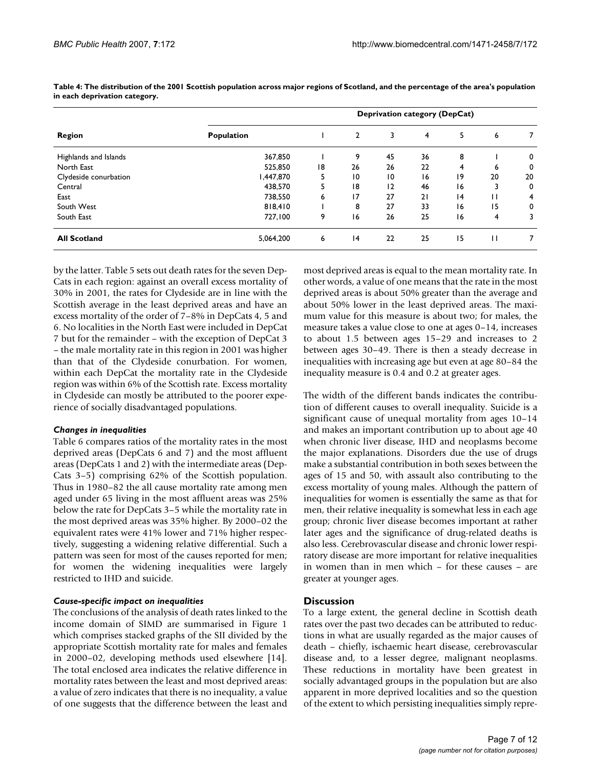**Table 4: The distribution of the 2001 Scottish population across major regions of Scotland, and the percentage of the area's population in each deprivation category.**

| Region | Population | Deprivation category (DepCat) | | | | | | |
|---|---|---|---|---|---|---|---|---|
| | | 1 | 2 | 3 | 4 | 5 | 6 | 7 |
| Highlands and Islands | 367,850 | 1 | 9 | 45 | 36 | 8 | 1 | 0 |
| North East | 525,850 | 18 | 26 | 26 | 22 | 4 | 6 | 0 |
| Clydeside conurbation | 1,447,870 | 5 | 10 | 10 | 16 | 19 | 20 | 20 |
| Central | 438,570 | 5 | 18 | 12 | 46 | 16 | 3 | 0 |
| East | 738,550 | 6 | 17 | 27 | 21 | 14 | 11 | 4 |
| South West | 818,410 | 1 | 8 | 27 | 33 | 16 | 15 | 0 |
| South East | 727,100 | 9 | 16 | 26 | 25 | 16 | 4 | 3 |
| **All Scotland** | 5,064,200 | 6 | 14 | 22 | 25 | 15 | 11 | 7 |

by the latter. Table 5 sets out death rates for the seven DepCats in each region: against an overall excess mortality of 30% in 2001, the rates for Clydeside are in line with the Scottish average in the least deprived areas and have an excess mortality of the order of 7–8% in DepCats 4, 5 and 6. No localities in the North East were included in DepCat 7 but for the remainder – with the exception of DepCat 3 – the male mortality rate in this region in 2001 was higher than that of the Clydeside conurbation. For women, within each DepCat the mortality rate in the Clydeside region was within 6% of the Scottish rate. Excess mortality in Clydeside can mostly be attributed to the poorer experience of socially disadvantaged populations.

### *Changes in inequalities*

Table 6 compares ratios of the mortality rates in the most deprived areas (DepCats 6 and 7) and the most affluent areas (DepCats 1 and 2) with the intermediate areas (DepCats 3–5) comprising 62% of the Scottish population. Thus in 1980–82 the all cause mortality rate among men aged under 65 living in the most affluent areas was 25% below the rate for DepCats 3–5 while the mortality rate in the most deprived areas was 35% higher. By 2000–02 the equivalent rates were 41% lower and 71% higher respectively, suggesting a widening relative differential. Such a pattern was seen for most of the causes reported for men; for women the widening inequalities were largely restricted to IHD and suicide.

### *Cause-specific impact on inequalities*

The conclusions of the analysis of death rates linked to the income domain of SIMD are summarised in Figure 1 which comprises stacked graphs of the SII divided by the appropriate Scottish mortality rate for males and females in 2000–02, developing methods used elsewhere [14]. The total enclosed area indicates the relative difference in mortality rates between the least and most deprived areas: a value of zero indicates that there is no inequality, a value of one suggests that the difference between the least and most deprived areas is equal to the mean mortality rate. In other words, a value of one means that the rate in the most deprived areas is about 50% greater than the average and about 50% lower in the least deprived areas. The maximum value for this measure is about two; for males, the measure takes a value close to one at ages 0–14, increases to about 1.5 between ages 15–29 and increases to 2 between ages 30–49. There is then a steady decrease in inequalities with increasing age but even at age 80–84 the inequality measure is 0.4 and 0.2 at greater ages.

The width of the different bands indicates the contribution of different causes to overall inequality. Suicide is a significant cause of unequal mortality from ages 10–14 and makes an important contribution up to about age 40 when chronic liver disease, IHD and neoplasms become the major explanations. Disorders due the use of drugs make a substantial contribution in both sexes between the ages of 15 and 50, with assault also contributing to the excess mortality of young males. Although the pattern of inequalities for women is essentially the same as that for men, their relative inequality is somewhat less in each age group; chronic liver disease becomes important at rather later ages and the significance of drug-related deaths is also less. Cerebrovascular disease and chronic lower respiratory disease are more important for relative inequalities in women than in men which – for these causes – are greater at younger ages.

## Discussion

To a large extent, the general decline in Scottish death rates over the past two decades can be attributed to reductions in what are usually regarded as the major causes of death – chiefly, ischaemic heart disease, cerebrovascular disease and, to a lesser degree, malignant neoplasms. These reductions in mortality have been greatest in socially advantaged groups in the population but are also apparent in more deprived localities and so the question of the extent to which persisting inequalities simply repre-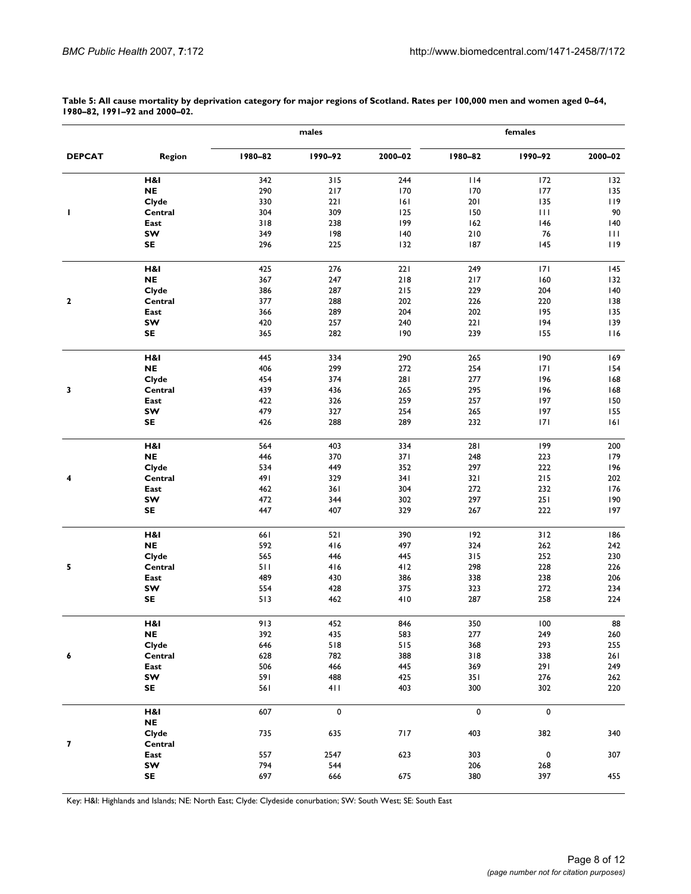**Table 5: All cause mortality by deprivation category for major regions of Scotland. Rates per 100,000 men and women aged 0–64, 1980–82, 1991–92 and 2000–02.**

| | | males | | | females | | |
|---|---|---|---|---|---|---|---|
| **DEPCAT** | **Region** | **1980–82** | **1990–92** | **2000–02** | **1980–82** | **1990–92** | **2000–02** |
| 1 | **H&I** | 342 | 315 | 244 | 114 | 172 | 132 |
| | **NE** | 290 | 217 | 170 | 170 | 177 | 135 |
| | **Clyde** | 330 | 221 | 161 | 201 | 135 | 119 |
| | **Central** | 304 | 309 | 125 | 150 | 111 | 90 |
| | **East** | 318 | 238 | 199 | 162 | 146 | 140 |
| | **SW** | 349 | 198 | 140 | 210 | 76 | 111 |
| | **SE** | 296 | 225 | 132 | 187 | 145 | 119 |
| 2 | **H&I** | 425 | 276 | 221 | 249 | 171 | 145 |
| | **NE** | 367 | 247 | 218 | 217 | 160 | 132 |
| | **Clyde** | 386 | 287 | 215 | 229 | 204 | 140 |
| | **Central** | 377 | 288 | 202 | 226 | 220 | 138 |
| | **East** | 366 | 289 | 204 | 202 | 195 | 135 |
| | **SW** | 420 | 257 | 240 | 221 | 194 | 139 |
| | **SE** | 365 | 282 | 190 | 239 | 155 | 116 |
| 3 | **H&I** | 445 | 334 | 290 | 265 | 190 | 169 |
| | **NE** | 406 | 299 | 272 | 254 | 171 | 154 |
| | **Clyde** | 454 | 374 | 281 | 277 | 196 | 168 |
| | **Central** | 439 | 436 | 265 | 295 | 196 | 168 |
| | **East** | 422 | 326 | 259 | 257 | 197 | 150 |
| | **SW** | 479 | 327 | 254 | 265 | 197 | 155 |
| | **SE** | 426 | 288 | 289 | 232 | 171 | 161 |
| 4 | **H&I** | 564 | 403 | 334 | 281 | 199 | 200 |
| | **NE** | 446 | 370 | 371 | 248 | 223 | 179 |
| | **Clyde** | 534 | 449 | 352 | 297 | 222 | 196 |
| | **Central** | 491 | 329 | 341 | 321 | 215 | 202 |
| | **East** | 462 | 361 | 304 | 272 | 232 | 176 |
| | **SW** | 472 | 344 | 302 | 297 | 251 | 190 |
| | **SE** | 447 | 407 | 329 | 267 | 222 | 197 |
| 5 | **H&I** | 661 | 521 | 390 | 192 | 312 | 186 |
| | **NE** | 592 | 416 | 497 | 324 | 262 | 242 |
| | **Clyde** | 565 | 446 | 445 | 315 | 252 | 230 |
| | **Central** | 511 | 416 | 412 | 298 | 228 | 226 |
| | **East** | 489 | 430 | 386 | 338 | 238 | 206 |
| | **SW** | 554 | 428 | 375 | 323 | 272 | 234 |
| | **SE** | 513 | 462 | 410 | 287 | 258 | 224 |
| 6 | **H&I** | 913 | 452 | 846 | 350 | 100 | 88 |
| | **NE** | 392 | 435 | 583 | 277 | 249 | 260 |
| | **Clyde** | 646 | 518 | 515 | 368 | 293 | 255 |
| | **Central** | 628 | 782 | 388 | 318 | 338 | 261 |
| | **East** | 506 | 466 | 445 | 369 | 291 | 249 |
| | **SW** | 591 | 488 | 425 | 351 | 276 | 262 |
| | **SE** | 561 | 411 | 403 | 300 | 302 | 220 |
| 7 | **H&I** | 607 | 0 | | 0 | 0 | |
| | **NE** | | | | | | |
| | **Clyde** | 735 | 635 | 717 | 403 | 382 | 340 |
| | **Central** | | | | | | |
| | **East** | 557 | 2547 | 623 | 303 | 0 | 307 |
| | **SW** | 794 | 544 | | 206 | 268 | |
| | **SE** | 697 | 666 | 675 | 380 | 397 | 455 |

Key: H&I: Highlands and Islands; NE: North East; Clyde: Clydeside conurbation; SW: South West; SE: South East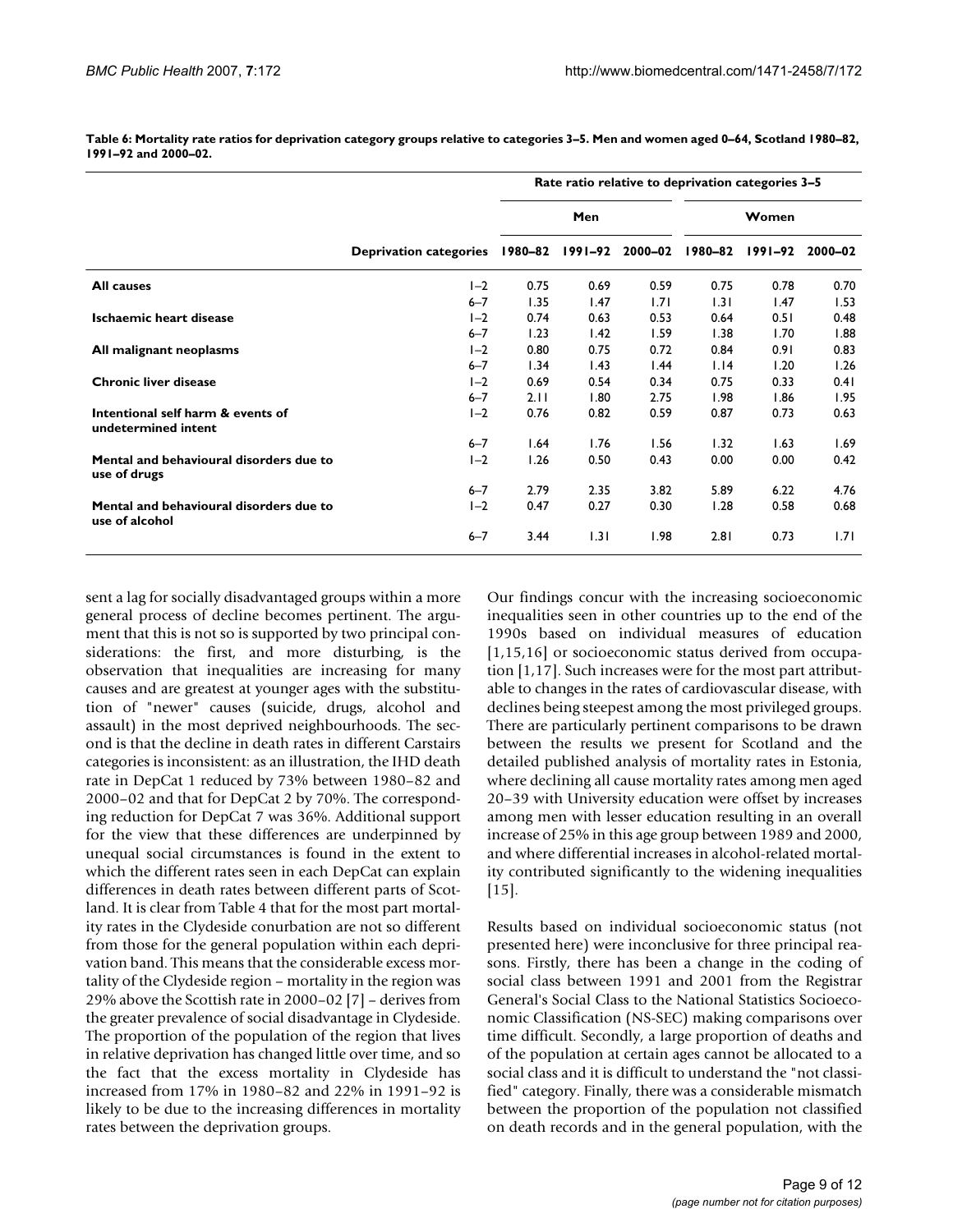**Table 6: Mortality rate ratios for deprivation category groups relative to categories 3–5. Men and women aged 0–64, Scotland 1980–82, 1991–92 and 2000–02.**

| | | Rate ratio relative to deprivation categories 3–5 | | | | | |
|---|---|---|---|---|---|---|---|
| | | Men | | | Women | | |
| | Deprivation categories | 1980–82 | 1991–92 | 2000–02 | 1980–82 | 1991–92 | 2000–02 |
| **All causes** | 1–2 | 0.75 | 0.69 | 0.59 | 0.75 | 0.78 | 0.70 |
| | 6–7 | 1.35 | 1.47 | 1.71 | 1.31 | 1.47 | 1.53 |
| **Ischaemic heart disease** | 1–2 | 0.74 | 0.63 | 0.53 | 0.64 | 0.51 | 0.48 |
| | 6–7 | 1.23 | 1.42 | 1.59 | 1.38 | 1.70 | 1.88 |
| **All malignant neoplasms** | 1–2 | 0.80 | 0.75 | 0.72 | 0.84 | 0.91 | 0.83 |
| | 6–7 | 1.34 | 1.43 | 1.44 | 1.14 | 1.20 | 1.26 |
| **Chronic liver disease** | 1–2 | 0.69 | 0.54 | 0.34 | 0.75 | 0.33 | 0.41 |
| | 6–7 | 2.11 | 1.80 | 2.75 | 1.98 | 1.86 | 1.95 |
| **Intentional self harm & events of undetermined intent** | 1–2 | 0.76 | 0.82 | 0.59 | 0.87 | 0.73 | 0.63 |
| | 6–7 | 1.64 | 1.76 | 1.56 | 1.32 | 1.63 | 1.69 |
| **Mental and behavioural disorders due to use of drugs** | 1–2 | 1.26 | 0.50 | 0.43 | 0.00 | 0.00 | 0.42 |
| | 6–7 | 2.79 | 2.35 | 3.82 | 5.89 | 6.22 | 4.76 |
| **Mental and behavioural disorders due to use of alcohol** | 1–2 | 0.47 | 0.27 | 0.30 | 1.28 | 0.58 | 0.68 |
| | 6–7 | 3.44 | 1.31 | 1.98 | 2.81 | 0.73 | 1.71 |

sent a lag for socially disadvantaged groups within a more general process of decline becomes pertinent. The argument that this is not so is supported by two principal considerations: the first, and more disturbing, is the observation that inequalities are increasing for many causes and are greatest at younger ages with the substitution of "newer" causes (suicide, drugs, alcohol and assault) in the most deprived neighbourhoods. The second is that the decline in death rates in different Carstairs categories is inconsistent: as an illustration, the IHD death rate in DepCat 1 reduced by 73% between 1980–82 and 2000–02 and that for DepCat 2 by 70%. The corresponding reduction for DepCat 7 was 36%. Additional support for the view that these differences are underpinned by unequal social circumstances is found in the extent to which the different rates seen in each DepCat can explain differences in death rates between different parts of Scotland. It is clear from Table 4 that for the most part mortality rates in the Clydeside conurbation are not so different from those for the general population within each deprivation band. This means that the considerable excess mortality of the Clydeside region – mortality in the region was 29% above the Scottish rate in 2000–02 [7] – derives from the greater prevalence of social disadvantage in Clydeside. The proportion of the population of the region that lives in relative deprivation has changed little over time, and so the fact that the excess mortality in Clydeside has increased from 17% in 1980–82 and 22% in 1991–92 is likely to be due to the increasing differences in mortality rates between the deprivation groups.

Our findings concur with the increasing socioeconomic inequalities seen in other countries up to the end of the 1990s based on individual measures of education [1,15,16] or socioeconomic status derived from occupation [1,17]. Such increases were for the most part attributable to changes in the rates of cardiovascular disease, with declines being steepest among the most privileged groups. There are particularly pertinent comparisons to be drawn between the results we present for Scotland and the detailed published analysis of mortality rates in Estonia, where declining all cause mortality rates among men aged 20–39 with University education were offset by increases among men with lesser education resulting in an overall increase of 25% in this age group between 1989 and 2000, and where differential increases in alcohol-related mortality contributed significantly to the widening inequalities [15].

Results based on individual socioeconomic status (not presented here) were inconclusive for three principal reasons. Firstly, there has been a change in the coding of social class between 1991 and 2001 from the Registrar General's Social Class to the National Statistics Socioeconomic Classification (NS-SEC) making comparisons over time difficult. Secondly, a large proportion of deaths and of the population at certain ages cannot be allocated to a social class and it is difficult to understand the "not classified" category. Finally, there was a considerable mismatch between the proportion of the population not classified on death records and in the general population, with the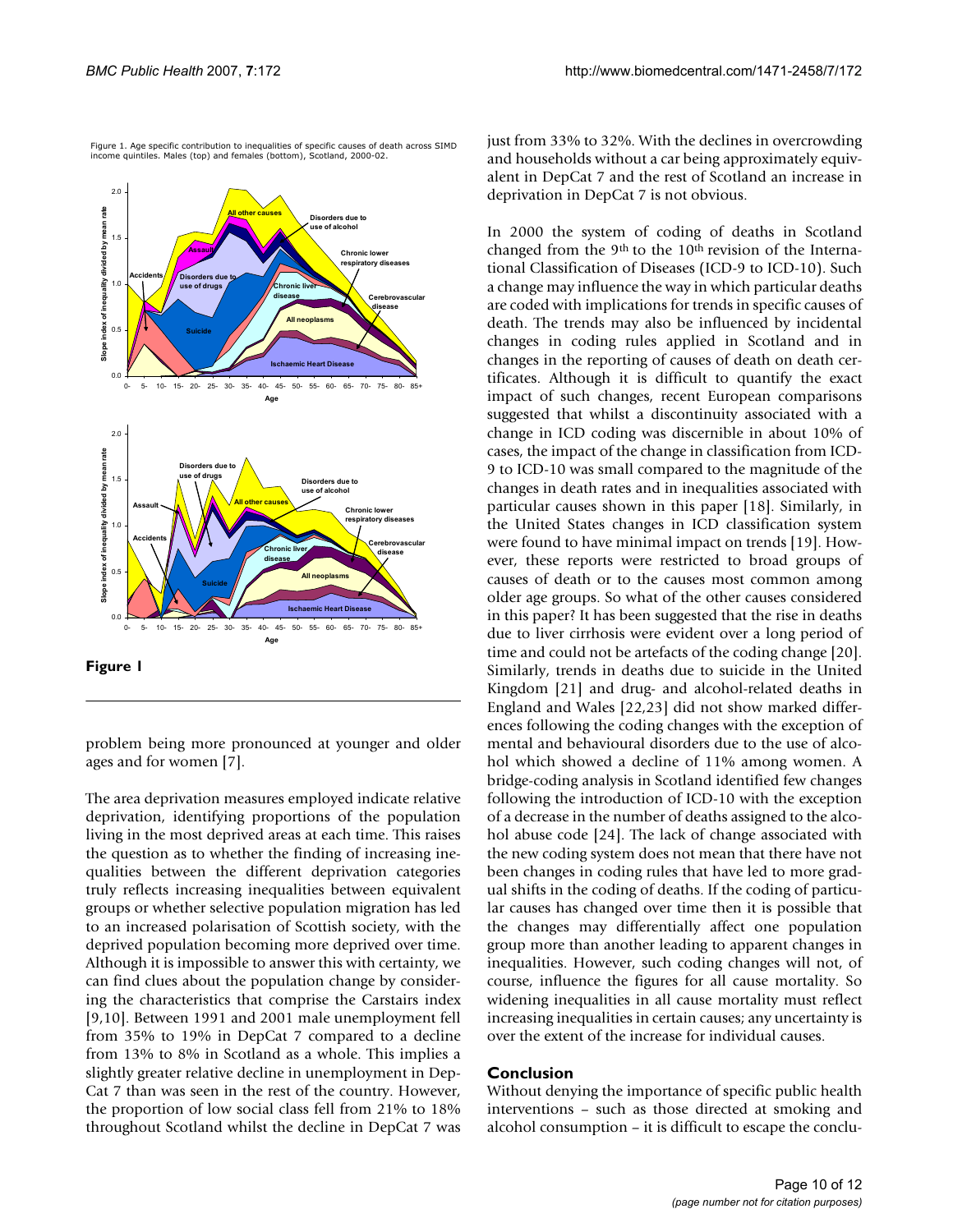Figure 1. Age specific contribution to inequalities of specific causes of death across SIMD income quintiles. Males (top) and females (bottom), Scotland, 2000-02.

**Figure 1**

problem being more pronounced at younger and older ages and for women [7].

The area deprivation measures employed indicate relative deprivation, identifying proportions of the population living in the most deprived areas at each time. This raises the question as to whether the finding of increasing inequalities between the different deprivation categories truly reflects increasing inequalities between equivalent groups or whether selective population migration has led to an increased polarisation of Scottish society, with the deprived population becoming more deprived over time. Although it is impossible to answer this with certainty, we can find clues about the population change by considering the characteristics that comprise the Carstairs index [9,10]. Between 1991 and 2001 male unemployment fell from 35% to 19% in DepCat 7 compared to a decline from 13% to 8% in Scotland as a whole. This implies a slightly greater relative decline in unemployment in DepCat 7 than was seen in the rest of the country. However, the proportion of low social class fell from 21% to 18% throughout Scotland whilst the decline in DepCat 7 was just from 33% to 32%. With the declines in overcrowding and households without a car being approximately equivalent in DepCat 7 and the rest of Scotland an increase in deprivation in DepCat 7 is not obvious.

In 2000 the system of coding of deaths in Scotland changed from the 9th to the 10th revision of the International Classification of Diseases (ICD-9 to ICD-10). Such a change may influence the way in which particular deaths are coded with implications for trends in specific causes of death. The trends may also be influenced by incidental changes in coding rules applied in Scotland and in changes in the reporting of causes of death on death certificates. Although it is difficult to quantify the exact impact of such changes, recent European comparisons suggested that whilst a discontinuity associated with a change in ICD coding was discernible in about 10% of cases, the impact of the change in classification from ICD-9 to ICD-10 was small compared to the magnitude of the changes in death rates and in inequalities associated with particular causes shown in this paper [18]. Similarly, in the United States changes in ICD classification system were found to have minimal impact on trends [19]. However, these reports were restricted to broad groups of causes of death or to the causes most common among older age groups. So what of the other causes considered in this paper? It has been suggested that the rise in deaths due to liver cirrhosis were evident over a long period of time and could not be artefacts of the coding change [20]. Similarly, trends in deaths due to suicide in the United Kingdom [21] and drug- and alcohol-related deaths in England and Wales [22,23] did not show marked differences following the coding changes with the exception of mental and behavioural disorders due to the use of alcohol which showed a decline of 11% among women. A bridge-coding analysis in Scotland identified few changes following the introduction of ICD-10 with the exception of a decrease in the number of deaths assigned to the alcohol abuse code [24]. The lack of change associated with the new coding system does not mean that there have not been changes in coding rules that have led to more gradual shifts in the coding of deaths. If the coding of particular causes has changed over time then it is possible that the changes may differentially affect one population group more than another leading to apparent changes in inequalities. However, such coding changes will not, of course, influence the figures for all cause mortality. So widening inequalities in all cause mortality must reflect increasing inequalities in certain causes; any uncertainty is over the extent of the increase for individual causes.

## Conclusion

Without denying the importance of specific public health interventions – such as those directed at smoking and alcohol consumption – it is difficult to escape the conclu-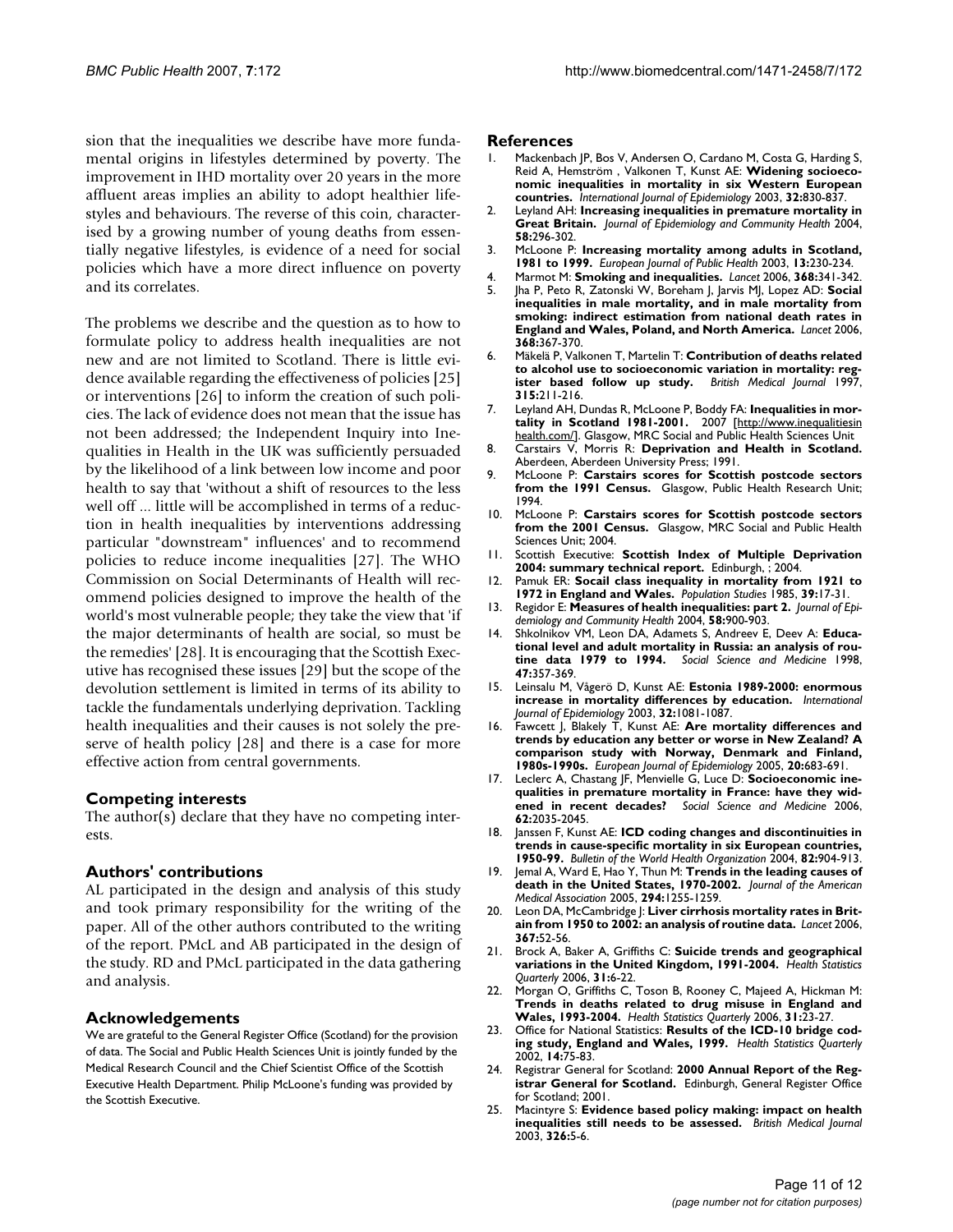sion that the inequalities we describe have more fundamental origins in lifestyles determined by poverty. The improvement in IHD mortality over 20 years in the more affluent areas implies an ability to adopt healthier lifestyles and behaviours. The reverse of this coin, characterised by a growing number of young deaths from essentially negative lifestyles, is evidence of a need for social policies which have a more direct influence on poverty and its correlates.

The problems we describe and the question as to how to formulate policy to address health inequalities are not new and are not limited to Scotland. There is little evidence available regarding the effectiveness of policies [25] or interventions [26] to inform the creation of such policies. The lack of evidence does not mean that the issue has not been addressed; the Independent Inquiry into Inequalities in Health in the UK was sufficiently persuaded by the likelihood of a link between low income and poor health to say that 'without a shift of resources to the less well off ... little will be accomplished in terms of a reduction in health inequalities by interventions addressing particular "downstream" influences' and to recommend policies to reduce income inequalities [27]. The WHO Commission on Social Determinants of Health will recommend policies designed to improve the health of the world's most vulnerable people; they take the view that 'if the major determinants of health are social, so must be the remedies' [28]. It is encouraging that the Scottish Executive has recognised these issues [29] but the scope of the devolution settlement is limited in terms of its ability to tackle the fundamentals underlying deprivation. Tackling health inequalities and their causes is not solely the preserve of health policy [28] and there is a case for more effective action from central governments.

## Competing interests

The author(s) declare that they have no competing interests.

## Authors' contributions

AL participated in the design and analysis of this study and took primary responsibility for the writing of the paper. All of the other authors contributed to the writing of the report. PMcL and AB participated in the design of the study. RD and PMcL participated in the data gathering and analysis.

## Acknowledgements

We are grateful to the General Register Office (Scotland) for the provision of data. The Social and Public Health Sciences Unit is jointly funded by the Medical Research Council and the Chief Scientist Office of the Scottish Executive Health Department. Philip McLoone's funding was provided by the Scottish Executive.

## References

1. Mackenbach JP, Bos V, Andersen O, Cardano M, Costa G, Harding S, Reid A, Hemström , Valkonen T, Kunst AE: **Widening socioeconomic inequalities in mortality in six Western European countries.** *International Journal of Epidemiology* 2003, **32:**830-837.
2. Leyland AH: **Increasing inequalities in premature mortality in Great Britain.** *Journal of Epidemiology and Community Health* 2004, **58:**296-302.
3. McLoone P: **Increasing mortality among adults in Scotland, 1981 to 1999.** *European Journal of Public Health* 2003, **13:**230-234.
4. Marmot M: **Smoking and inequalities.** *Lancet* 2006, **368:**341-342.
5. Jha P, Peto R, Zatonski W, Boreham J, Jarvis MJ, Lopez AD: **Social inequalities in male mortality, and in male mortality from smoking: indirect estimation from national death rates in England and Wales, Poland, and North America.** *Lancet* 2006, **368:**367-370.
6. Mäkelä P, Valkonen T, Martelin T: **Contribution of deaths related to alcohol use to socioeconomic variation in mortality: register based follow up study.** *British Medical Journal* 1997, **315:**211-216.
7. Leyland AH, Dundas R, McLoone P, Boddy FA: **Inequalities in mortality in Scotland 1981-2001.** 2007 [http://www.inequalitiesinhealth.com/]. Glasgow, MRC Social and Public Health Sciences Unit
8. Carstairs V, Morris R: **Deprivation and Health in Scotland.** Aberdeen, Aberdeen University Press; 1991.
9. McLoone P: **Carstairs scores for Scottish postcode sectors from the 1991 Census.** Glasgow, Public Health Research Unit; 1994.
10. McLoone P: **Carstairs scores for Scottish postcode sectors from the 2001 Census.** Glasgow, MRC Social and Public Health Sciences Unit; 2004.
11. Scottish Executive: **Scottish Index of Multiple Deprivation 2004: summary technical report.** Edinburgh, ; 2004.
12. Pamuk ER: **Socail class inequality in mortality from 1921 to 1972 in England and Wales.** *Population Studies* 1985, **39:**17-31.
13. Regidor E: **Measures of health inequalities: part 2.** *Journal of Epidemiology and Community Health* 2004, **58:**900-903.
14. Shkolnikov VM, Leon DA, Adamets S, Andreev E, Deev A: **Educational level and adult mortality in Russia: an analysis of routine data 1979 to 1994.** *Social Science and Medicine* 1998, **47:**357-369.
15. Leinsalu M, Vågerö D, Kunst AE: **Estonia 1989-2000: enormous increase in mortality differences by education.** *International Journal of Epidemiology* 2003, **32:**1081-1087.
16. Fawcett J, Blakely T, Kunst AE: **Are mortality differences and trends by education any better or worse in New Zealand? A comparison study with Norway, Denmark and Finland, 1980s-1990s.** *European Journal of Epidemiology* 2005, **20:**683-691.
17. Leclerc A, Chastang JF, Menvielle G, Luce D: **Socioeconomic inequalities in premature mortality in France: have they widened in recent decades?** *Social Science and Medicine* 2006, **62:**2035-2045.
18. Janssen F, Kunst AE: **ICD coding changes and discontinuities in trends in cause-specific mortality in six European countries, 1950-99.** *Bulletin of the World Health Organization* 2004, **82:**904-913.
19. Jemal A, Ward E, Hao Y, Thun M: **Trends in the leading causes of death in the United States, 1970-2002.** *Journal of the American Medical Association* 2005, **294:**1255-1259.
20. Leon DA, McCambridge J: **Liver cirrhosis mortality rates in Britain from 1950 to 2002: an analysis of routine data.** *Lancet* 2006, **367:**52-56.
21. Brock A, Baker A, Griffiths C: **Suicide trends and geographical variations in the United Kingdom, 1991-2004.** *Health Statistics Quarterly* 2006, **31:**6-22.
22. Morgan O, Griffiths C, Toson B, Rooney C, Majeed A, Hickman M: **Trends in deaths related to drug misuse in England and Wales, 1993-2004.** *Health Statistics Quarterly* 2006, **31:**23-27.
23. Office for National Statistics: **Results of the ICD-10 bridge coding study, England and Wales, 1999.** *Health Statistics Quarterly* 2002, **14:**75-83.
24. Registrar General for Scotland: **2000 Annual Report of the Registrar General for Scotland.** Edinburgh, General Register Office for Scotland; 2001.
25. Macintyre S: **Evidence based policy making: impact on health inequalities still needs to be assessed.** *British Medical Journal* 2003, **326:**5-6.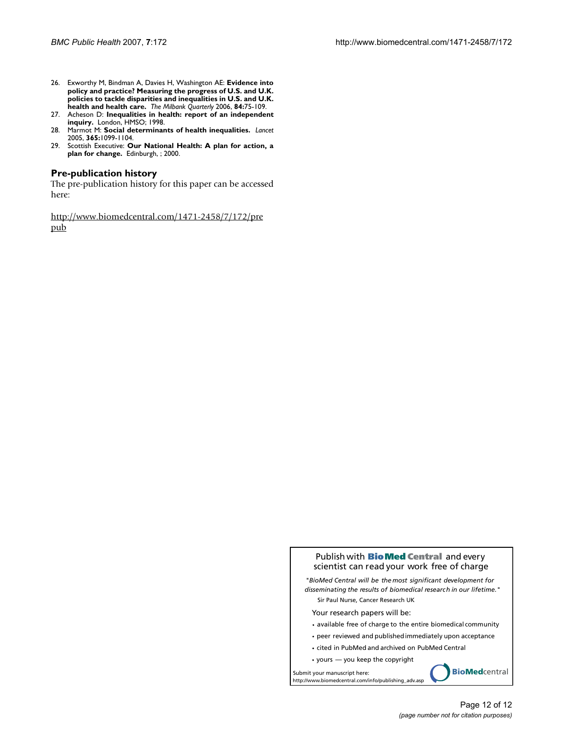26. Exworthy M, Bindman A, Davies H, Washington AE: **Evidence into policy and practice? Measuring the progress of U.S. and U.K. policies to tackle disparities and inequalities in U.S. and U.K. health and health care.** *The Milbank Quarterly* 2006, **84:**75-109.
27. Acheson D: **Inequalities in health: report of an independent inquiry.** London, HMSO; 1998.
28. Marmot M: **Social determinants of health inequalities.** *Lancet* 2005, **365:**1099-1104.
29. Scottish Executive: **Our National Health: A plan for action, a plan for change.** Edinburgh, ; 2000.

## Pre-publication history

The pre-publication history for this paper can be accessed here:

http://www.biomedcentral.com/1471-2458/7/172/prepub

Publish with **BioMed Central** and every scientist can read your work free of charge

*"BioMed Central will be the most significant development for disseminating the results of biomedical research in our lifetime."*
Sir Paul Nurse, Cancer Research UK

Your research papers will be:

- available free of charge to the entire biomedical community
- peer reviewed and published immediately upon acceptance
- cited in PubMed and archived on PubMed Central
- yours — you keep the copyright

Submit your manuscript here:
http://www.biomedcentral.com/info/publishing_adv.asp

**BioMed**central